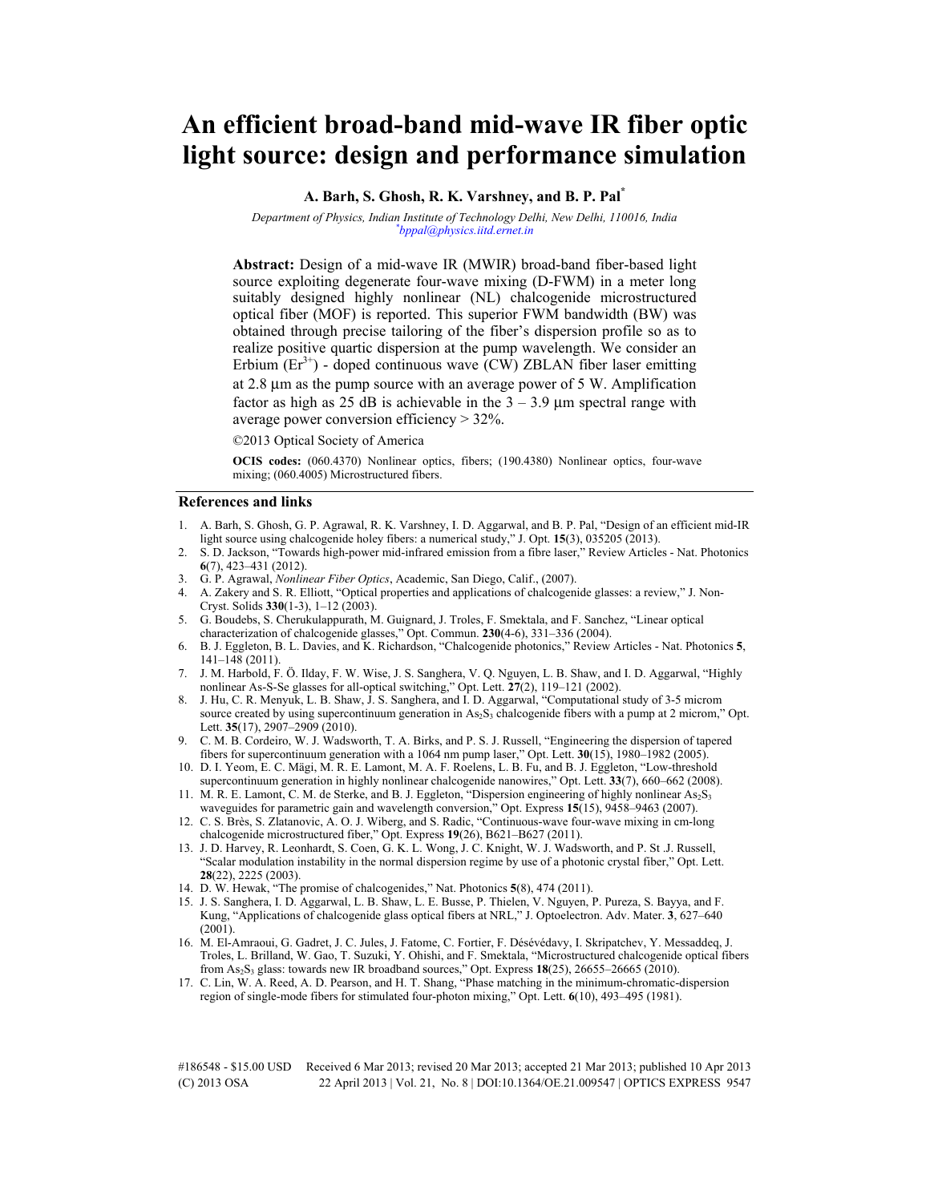# An efficient broad-band mid-wave IR fiber optic light source: design and performance simulation

**A. Barh, S. Ghosh, R. K. Varshney, and B. P. Pal[*]**

*Department of Physics, Indian Institute of Technology Delhi, New Delhi, 110016, India*
*[*]bppal@physics.iitd.ernet.in*

**Abstract:** Design of a mid-wave IR (MWIR) broad-band fiber-based light source exploiting degenerate four-wave mixing (D-FWM) in a meter long suitably designed highly nonlinear (NL) chalcogenide microstructured optical fiber (MOF) is reported. This superior FWM bandwidth (BW) was obtained through precise tailoring of the fiber's dispersion profile so as to realize positive quartic dispersion at the pump wavelength. We consider an Erbium ($Er^{3+}$) - doped continuous wave (CW) ZBLAN fiber laser emitting at 2.8 μm as the pump source with an average power of 5 W. Amplification factor as high as 25 dB is achievable in the 3 – 3.9 μm spectral range with average power conversion efficiency > 32%.

©2013 Optical Society of America

**OCIS codes:** (060.4370) Nonlinear optics, fibers; (190.4380) Nonlinear optics, four-wave mixing; (060.4005) Microstructured fibers.

## References and links

1. A. Barh, S. Ghosh, G. P. Agrawal, R. K. Varshney, I. D. Aggarwal, and B. P. Pal, "Design of an efficient mid-IR light source using chalcogenide holey fibers: a numerical study," J. Opt. **15**(3), 035205 (2013).
2. S. D. Jackson, "Towards high-power mid-infrared emission from a fibre laser," Review Articles - Nat. Photonics **6**(7), 423–431 (2012).
3. G. P. Agrawal, *Nonlinear Fiber Optics*, Academic, San Diego, Calif., (2007).
4. A. Zakery and S. R. Elliott, "Optical properties and applications of chalcogenide glasses: a review," J. Non-Cryst. Solids **330**(1-3), 1–12 (2003).
5. G. Boudebs, S. Cherukulappurath, M. Guignard, J. Troles, F. Smektala, and F. Sanchez, "Linear optical characterization of chalcogenide glasses," Opt. Commun. **230**(4-6), 331–336 (2004).
6. B. J. Eggleton, B. L. Davies, and K. Richardson, "Chalcogenide photonics," Review Articles - Nat. Photonics **5**, 141–148 (2011).
7. J. M. Harbold, F. Ö. Ilday, F. W. Wise, J. S. Sanghera, V. Q. Nguyen, L. B. Shaw, and I. D. Aggarwal, "Highly nonlinear As-S-Se glasses for all-optical switching," Opt. Lett. **27**(2), 119–121 (2002).
8. J. Hu, C. R. Menyuk, L. B. Shaw, J. S. Sanghera, and I. D. Aggarwal, "Computational study of 3-5 microm source created by using supercontinuum generation in $As_2S_3$ chalcogenide fibers with a pump at 2 microm," Opt. Lett. **35**(17), 2907–2909 (2010).
9. C. M. B. Cordeiro, W. J. Wadsworth, T. A. Birks, and P. S. J. Russell, "Engineering the dispersion of tapered fibers for supercontinuum generation with a 1064 nm pump laser," Opt. Lett. **30**(15), 1980–1982 (2005).
10. D. I. Yeom, E. C. Mägi, M. R. E. Lamont, M. A. F. Roelens, L. B. Fu, and B. J. Eggleton, "Low-threshold supercontinuum generation in highly nonlinear chalcogenide nanowires," Opt. Lett. **33**(7), 660–662 (2008).
11. M. R. E. Lamont, C. M. de Sterke, and B. J. Eggleton, "Dispersion engineering of highly nonlinear $As_2S_3$ waveguides for parametric gain and wavelength conversion," Opt. Express **15**(15), 9458–9463 (2007).
12. C. S. Brès, S. Zlatanovic, A. O. J. Wiberg, and S. Radic, "Continuous-wave four-wave mixing in cm-long chalcogenide microstructured fiber," Opt. Express **19**(26), B621–B627 (2011).
13. J. D. Harvey, R. Leonhardt, S. Coen, G. K. L. Wong, J. C. Knight, W. J. Wadsworth, and P. St .J. Russell, "Scalar modulation instability in the normal dispersion regime by use of a photonic crystal fiber," Opt. Lett. **28**(22), 2225 (2003).
14. D. W. Hewak, "The promise of chalcogenides," Nat. Photonics **5**(8), 474 (2011).
15. J. S. Sanghera, I. D. Aggarwal, L. B. Shaw, L. E. Busse, P. Thielen, V. Nguyen, P. Pureza, S. Bayya, and F. Kung, "Applications of chalcogenide glass optical fibers at NRL," J. Optoelectron. Adv. Mater. **3**, 627–640 (2001).
16. M. El-Amraoui, G. Gadret, J. C. Jules, J. Fatome, C. Fortier, F. Désévédavy, I. Skripatchev, Y. Messaddeq, J. Troles, L. Brilland, W. Gao, T. Suzuki, Y. Ohishi, and F. Smektala, "Microstructured chalcogenide optical fibers from $As_2S_3$ glass: towards new IR broadband sources," Opt. Express **18**(25), 26655–26665 (2010).
17. C. Lin, W. A. Reed, A. D. Pearson, and H. T. Shang, "Phase matching in the minimum-chromatic-dispersion region of single-mode fibers for stimulated four-photon mixing," Opt. Lett. **6**(10), 493–495 (1981).

#186548 - $15.00 USD Received 6 Mar 2013; revised 20 Mar 2013; accepted 21 Mar 2013; published 10 Apr 2013
(C) 2013 OSA 22 April 2013 | Vol. 21, No. 8 | DOI:10.1364/OE.21.009547 | OPTICS EXPRESS 9547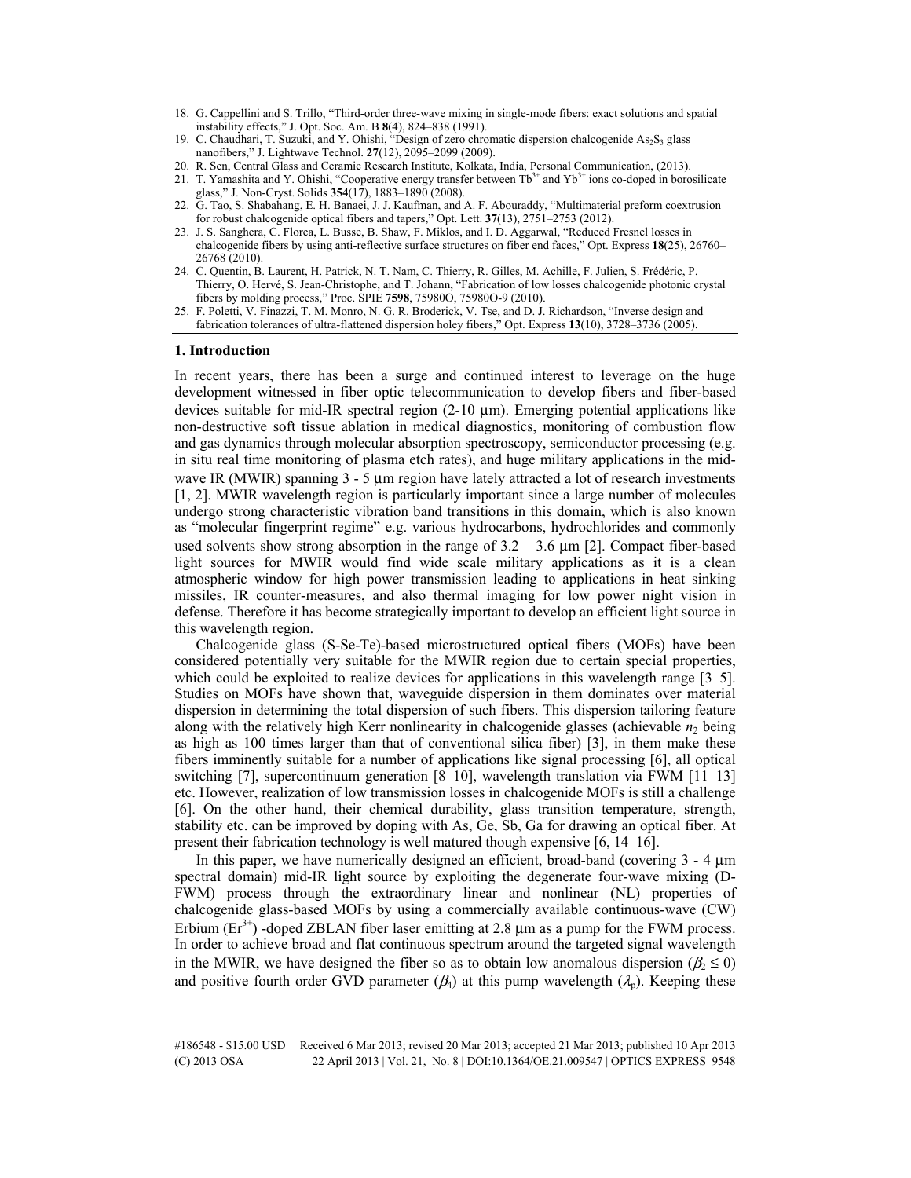18. G. Cappellini and S. Trillo, "Third-order three-wave mixing in single-mode fibers: exact solutions and spatial instability effects," J. Opt. Soc. Am. B **8**(4), 824–838 (1991).
19. C. Chaudhari, T. Suzuki, and Y. Ohishi, "Design of zero chromatic dispersion chalcogenide $As_2S_3$ glass nanofibers," J. Lightwave Technol. **27**(12), 2095–2099 (2009).
20. R. Sen, Central Glass and Ceramic Research Institute, Kolkata, India, Personal Communication, (2013).
21. T. Yamashita and Y. Ohishi, "Cooperative energy transfer between $Tb^{3+}$ and $Yb^{3+}$ ions co-doped in borosilicate glass," J. Non-Cryst. Solids **354**(17), 1883–1890 (2008).
22. G. Tao, S. Shabahang, E. H. Banaei, J. J. Kaufman, and A. F. Abouraddy, "Multimaterial preform coextrusion for robust chalcogenide optical fibers and tapers," Opt. Lett. **37**(13), 2751–2753 (2012).
23. J. S. Sanghera, C. Florea, L. Busse, B. Shaw, F. Miklos, and I. D. Aggarwal, "Reduced Fresnel losses in chalcogenide fibers by using anti-reflective surface structures on fiber end faces," Opt. Express **18**(25), 26760–26768 (2010).
24. C. Quentin, B. Laurent, H. Patrick, N. T. Nam, C. Thierry, R. Gilles, M. Achille, F. Julien, S. Frédéric, P. Thierry, O. Hervé, S. Jean-Christophe, and T. Johann, "Fabrication of low losses chalcogenide photonic crystal fibers by molding process," Proc. SPIE **7598**, 75980O, 75980O-9 (2010).
25. F. Poletti, V. Finazzi, T. M. Monro, N. G. R. Broderick, V. Tse, and D. J. Richardson, "Inverse design and fabrication tolerances of ultra-flattened dispersion holey fibers," Opt. Express **13**(10), 3728–3736 (2005).

## 1. Introduction

In recent years, there has been a surge and continued interest to leverage on the huge development witnessed in fiber optic telecommunication to develop fibers and fiber-based devices suitable for mid-IR spectral region (2-10 μm). Emerging potential applications like non-destructive soft tissue ablation in medical diagnostics, monitoring of combustion flow and gas dynamics through molecular absorption spectroscopy, semiconductor processing (e.g. in situ real time monitoring of plasma etch rates), and huge military applications in the mid-wave IR (MWIR) spanning 3 - 5 μm region have lately attracted a lot of research investments [1, 2]. MWIR wavelength region is particularly important since a large number of molecules undergo strong characteristic vibration band transitions in this domain, which is also known as "molecular fingerprint regime" e.g. various hydrocarbons, hydrochlorides and commonly used solvents show strong absorption in the range of 3.2 – 3.6 μm [2]. Compact fiber-based light sources for MWIR would find wide scale military applications as it is a clean atmospheric window for high power transmission leading to applications in heat sinking missiles, IR counter-measures, and also thermal imaging for low power night vision in defense. Therefore it has become strategically important to develop an efficient light source in this wavelength region.

Chalcogenide glass (S-Se-Te)-based microstructured optical fibers (MOFs) have been considered potentially very suitable for the MWIR region due to certain special properties, which could be exploited to realize devices for applications in this wavelength range [3–5]. Studies on MOFs have shown that, waveguide dispersion in them dominates over material dispersion in determining the total dispersion of such fibers. This dispersion tailoring feature along with the relatively high Kerr nonlinearity in chalcogenide glasses (achievable $n_2$ being as high as 100 times larger than that of conventional silica fiber) [3], in them make these fibers imminently suitable for a number of applications like signal processing [6], all optical switching [7], supercontinuum generation [8–10], wavelength translation via FWM [11–13] etc. However, realization of low transmission losses in chalcogenide MOFs is still a challenge [6]. On the other hand, their chemical durability, glass transition temperature, strength, stability etc. can be improved by doping with As, Ge, Sb, Ga for drawing an optical fiber. At present their fabrication technology is well matured though expensive [6, 14–16].

In this paper, we have numerically designed an efficient, broad-band (covering 3 - 4 μm spectral domain) mid-IR light source by exploiting the degenerate four-wave mixing (D-FWM) process through the extraordinary linear and nonlinear (NL) properties of chalcogenide glass-based MOFs by using a commercially available continuous-wave (CW) Erbium ($Er^{3+}$) -doped ZBLAN fiber laser emitting at 2.8 μm as a pump for the FWM process. In order to achieve broad and flat continuous spectrum around the targeted signal wavelength in the MWIR, we have designed the fiber so as to obtain low anomalous dispersion ($\beta_2 \leq 0$) and positive fourth order GVD parameter ($\beta_4$) at this pump wavelength ($\lambda_p$). Keeping these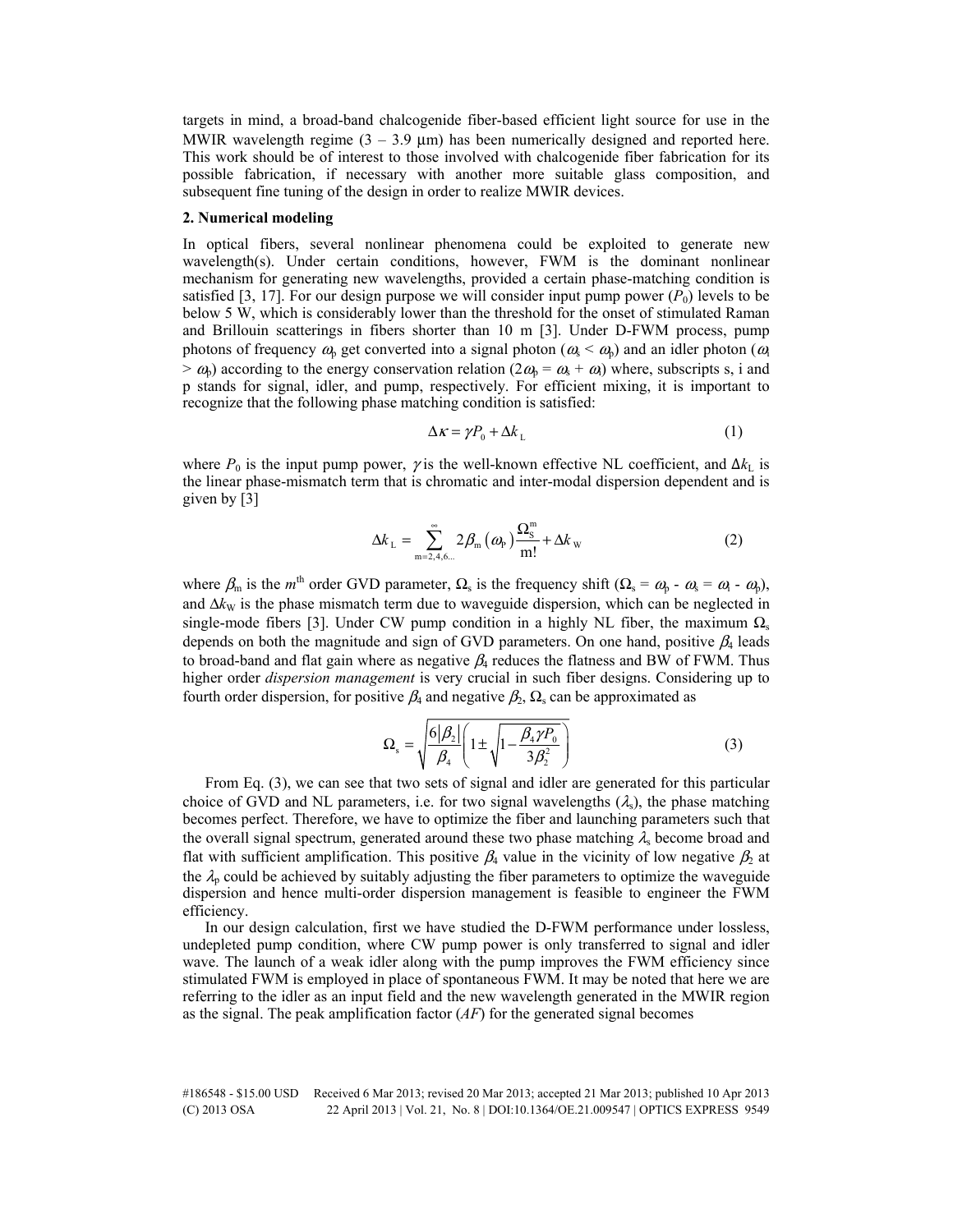targets in mind, a broad-band chalcogenide fiber-based efficient light source for use in the MWIR wavelength regime (3 – 3.9 μm) has been numerically designed and reported here. This work should be of interest to those involved with chalcogenide fiber fabrication for its possible fabrication, if necessary with another more suitable glass composition, and subsequent fine tuning of the design in order to realize MWIR devices.

## 2. Numerical modeling

In optical fibers, several nonlinear phenomena could be exploited to generate new wavelength(s). Under certain conditions, however, FWM is the dominant nonlinear mechanism for generating new wavelengths, provided a certain phase-matching condition is satisfied [3, 17]. For our design purpose we will consider input pump power ($P_0$) levels to be below 5 W, which is considerably lower than the threshold for the onset of stimulated Raman and Brillouin scatterings in fibers shorter than 10 m [3]. Under D-FWM process, pump photons of frequency $\omega_p$ get converted into a signal photon ($\omega_s < \omega_p$) and an idler photon ($\omega_i > \omega_p$) according to the energy conservation relation ($2\omega_p = \omega_s + \omega_i$) where, subscripts s, i and p stands for signal, idler, and pump, respectively. For efficient mixing, it is important to recognize that the following phase matching condition is satisfied:

$$\Delta\kappa = \gamma P_0 + \Delta k_L \tag{1}$$

where $P_0$ is the input pump power, $\gamma$ is the well-known effective NL coefficient, and $\Delta k_L$ is the linear phase-mismatch term that is chromatic and inter-modal dispersion dependent and is given by [3]

$$\Delta k_L = \sum_{m=2,4,6...}^{\infty} 2\beta_m(\omega_P)\frac{\Omega_S^m}{m!} + \Delta k_W \tag{2}$$

where $\beta_m$ is the $m^{th}$ order GVD parameter, $\Omega_s$ is the frequency shift ($\Omega_s = \omega_p - \omega_s = \omega_i - \omega_p$), and $\Delta k_W$ is the phase mismatch term due to waveguide dispersion, which can be neglected in single-mode fibers [3]. Under CW pump condition in a highly NL fiber, the maximum $\Omega_s$ depends on both the magnitude and sign of GVD parameters. On one hand, positive $\beta_4$ leads to broad-band and flat gain where as negative $\beta_4$ reduces the flatness and BW of FWM. Thus higher order *dispersion management* is very crucial in such fiber designs. Considering up to fourth order dispersion, for positive $\beta_4$ and negative $\beta_2$, $\Omega_s$ can be approximated as

$$\Omega_s = \sqrt{\frac{6|\beta_2|}{\beta_4}\left(1 \pm \sqrt{1 - \frac{\beta_4 \gamma P_0}{3\beta_2^2}}\right)} \tag{3}$$

From Eq. (3), we can see that two sets of signal and idler are generated for this particular choice of GVD and NL parameters, i.e. for two signal wavelengths ($\lambda_s$), the phase matching becomes perfect. Therefore, we have to optimize the fiber and launching parameters such that the overall signal spectrum, generated around these two phase matching $\lambda_s$ become broad and flat with sufficient amplification. This positive $\beta_4$ value in the vicinity of low negative $\beta_2$ at the $\lambda_p$ could be achieved by suitably adjusting the fiber parameters to optimize the waveguide dispersion and hence multi-order dispersion management is feasible to engineer the FWM efficiency.

In our design calculation, first we have studied the D-FWM performance under lossless, undepleted pump condition, where CW pump power is only transferred to signal and idler wave. The launch of a weak idler along with the pump improves the FWM efficiency since stimulated FWM is employed in place of spontaneous FWM. It may be noted that here we are referring to the idler as an input field and the new wavelength generated in the MWIR region as the signal. The peak amplification factor (*AF*) for the generated signal becomes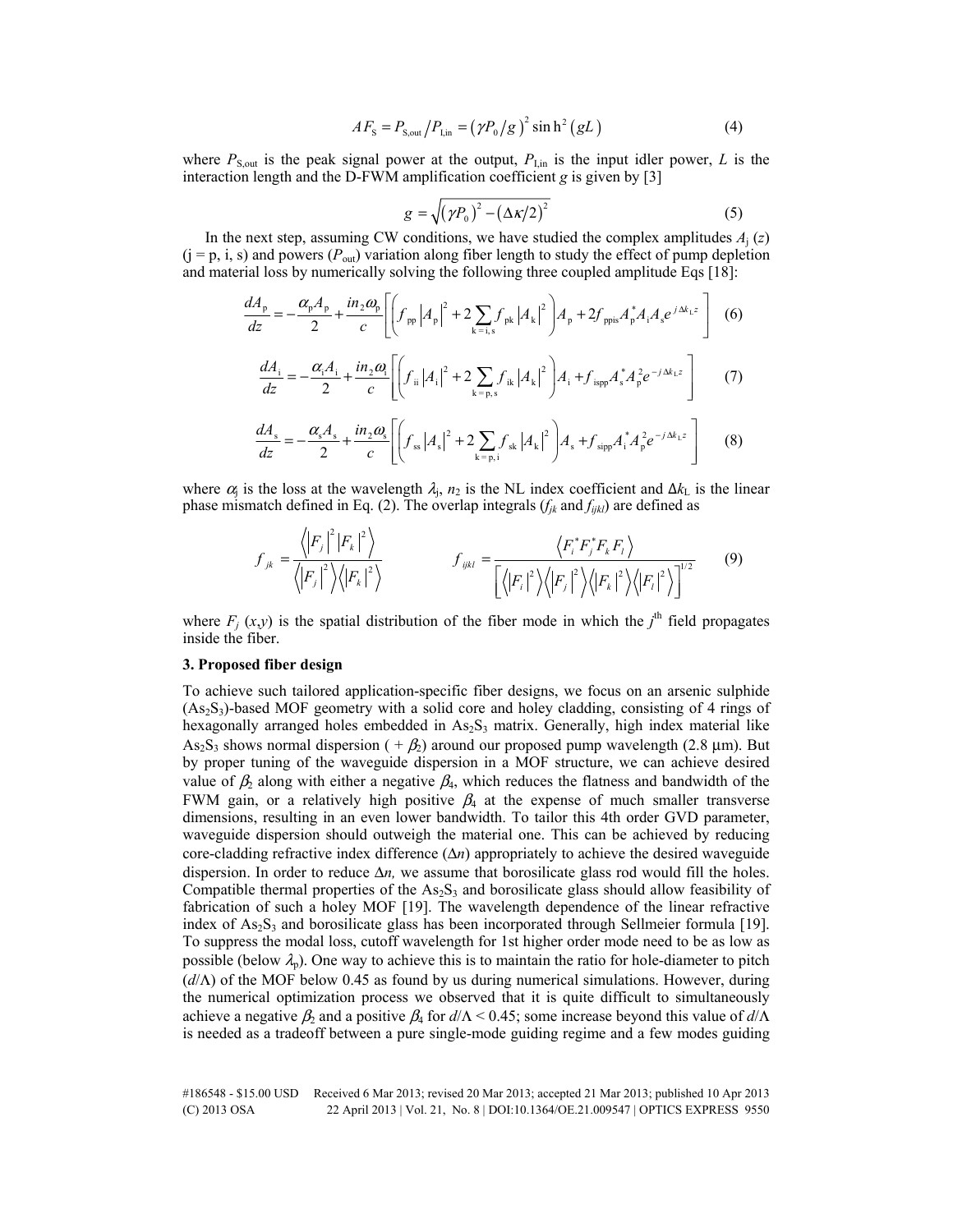$$AF_{\mathrm{S}} = P_{\mathrm{S,out}} / P_{\mathrm{I,in}} = \left(\gamma P_0 / g\right)^2 \sinh^2\left(gL\right) \tag{4}$$

where $P_{\mathrm{S,out}}$ is the peak signal power at the output, $P_{\mathrm{I,in}}$ is the input idler power, $L$ is the interaction length and the D-FWM amplification coefficient $g$ is given by [3]

$$g = \sqrt{\left(\gamma P_0\right)^2 - \left(\Delta\kappa/2\right)^2} \tag{5}$$

In the next step, assuming CW conditions, we have studied the complex amplitudes $A_{\mathrm{j}}(z)$ ($\mathrm{j} = \mathrm{p, i, s}$) and powers ($P_{\mathrm{out}}$) variation along fiber length to study the effect of pump depletion and material loss by numerically solving the following three coupled amplitude Eqs [18]:

$$\frac{dA_{\mathrm{p}}}{dz} = -\frac{\alpha_{\mathrm{p}} A_{\mathrm{p}}}{2} + \frac{in_2\omega_{\mathrm{p}}}{c}\left[\left(f_{\mathrm{pp}}\left|A_{\mathrm{p}}\right|^2 + 2\sum_{\mathrm{k=i,s}} f_{\mathrm{pk}}\left|A_{\mathrm{k}}\right|^2\right)A_{\mathrm{p}} + 2f_{\mathrm{ppis}}A_{\mathrm{p}}^{*}A_{\mathrm{i}}A_{\mathrm{s}}e^{j\Delta k_{\mathrm{L}}z}\right] \tag{6}$$

$$\frac{dA_{\mathrm{i}}}{dz} = -\frac{\alpha_{\mathrm{i}} A_{\mathrm{i}}}{2} + \frac{in_2\omega_{\mathrm{i}}}{c}\left[\left(f_{\mathrm{ii}}\left|A_{\mathrm{i}}\right|^2 + 2\sum_{\mathrm{k=p,s}} f_{\mathrm{ik}}\left|A_{\mathrm{k}}\right|^2\right)A_{\mathrm{i}} + f_{\mathrm{ispp}}A_{\mathrm{s}}^{*}A_{\mathrm{p}}^{2}e^{-j\Delta k_{\mathrm{L}}z}\right] \tag{7}$$

$$\frac{dA_{\mathrm{s}}}{dz} = -\frac{\alpha_{\mathrm{s}} A_{\mathrm{s}}}{2} + \frac{in_2\omega_{\mathrm{s}}}{c}\left[\left(f_{\mathrm{ss}}\left|A_{\mathrm{s}}\right|^2 + 2\sum_{\mathrm{k=p,i}} f_{\mathrm{sk}}\left|A_{\mathrm{k}}\right|^2\right)A_{\mathrm{s}} + f_{\mathrm{sipp}}A_{\mathrm{i}}^{*}A_{\mathrm{p}}^{2}e^{-j\Delta k_{\mathrm{L}}z}\right] \tag{8}$$

where $\alpha_j$ is the loss at the wavelength $\lambda_{\mathrm{j}}$, $n_2$ is the NL index coefficient and $\Delta k_{\mathrm{L}}$ is the linear phase mismatch defined in Eq. (2). The overlap integrals ($f_{jk}$ and $f_{ijkl}$) are defined as

$$f_{jk} = \frac{\left\langle \left|F_j\right|^2 \left|F_k\right|^2 \right\rangle}{\left\langle \left|F_j\right|^2 \right\rangle \left\langle \left|F_k\right|^2 \right\rangle} \qquad\qquad f_{ijkl} = \frac{\left\langle F_i^{*} F_j^{*} F_k F_l \right\rangle}{\left[\left\langle \left|F_i\right|^2 \right\rangle \left\langle \left|F_j\right|^2 \right\rangle \left\langle \left|F_k\right|^2 \right\rangle \left\langle \left|F_l\right|^2 \right\rangle\right]^{1/2}} \tag{9}$$

where $F_j(x,y)$ is the spatial distribution of the fiber mode in which the $j^{\mathrm{th}}$ field propagates inside the fiber.

### 3. Proposed fiber design

To achieve such tailored application-specific fiber designs, we focus on an arsenic sulphide ($As_2S_3$)-based MOF geometry with a solid core and holey cladding, consisting of 4 rings of hexagonally arranged holes embedded in $As_2S_3$ matrix. Generally, high index material like $As_2S_3$ shows normal dispersion ( $+\beta_2$) around our proposed pump wavelength (2.8 μm). But by proper tuning of the waveguide dispersion in a MOF structure, we can achieve desired value of $\beta_2$ along with either a negative $\beta_4$, which reduces the flatness and bandwidth of the FWM gain, or a relatively high positive $\beta_4$ at the expense of much smaller transverse dimensions, resulting in an even lower bandwidth. To tailor this 4th order GVD parameter, waveguide dispersion should outweigh the material one. This can be achieved by reducing core-cladding refractive index difference ($\Delta n$) appropriately to achieve the desired waveguide dispersion. In order to reduce $\Delta n$, we assume that borosilicate glass rod would fill the holes. Compatible thermal properties of the $As_2S_3$ and borosilicate glass should allow feasibility of fabrication of such a holey MOF [19]. The wavelength dependence of the linear refractive index of $As_2S_3$ and borosilicate glass has been incorporated through Sellmeier formula [19]. To suppress the modal loss, cutoff wavelength for 1st higher order mode need to be as low as possible (below $\lambda_{\mathrm{p}}$). One way to achieve this is to maintain the ratio for hole-diameter to pitch ($d/\Lambda$) of the MOF below 0.45 as found by us during numerical simulations. However, during the numerical optimization process we observed that it is quite difficult to simultaneously achieve a negative $\beta_2$ and a positive $\beta_4$ for $d/\Lambda < 0.45$; some increase beyond this value of $d/\Lambda$ is needed as a tradeoff between a pure single-mode guiding regime and a few modes guiding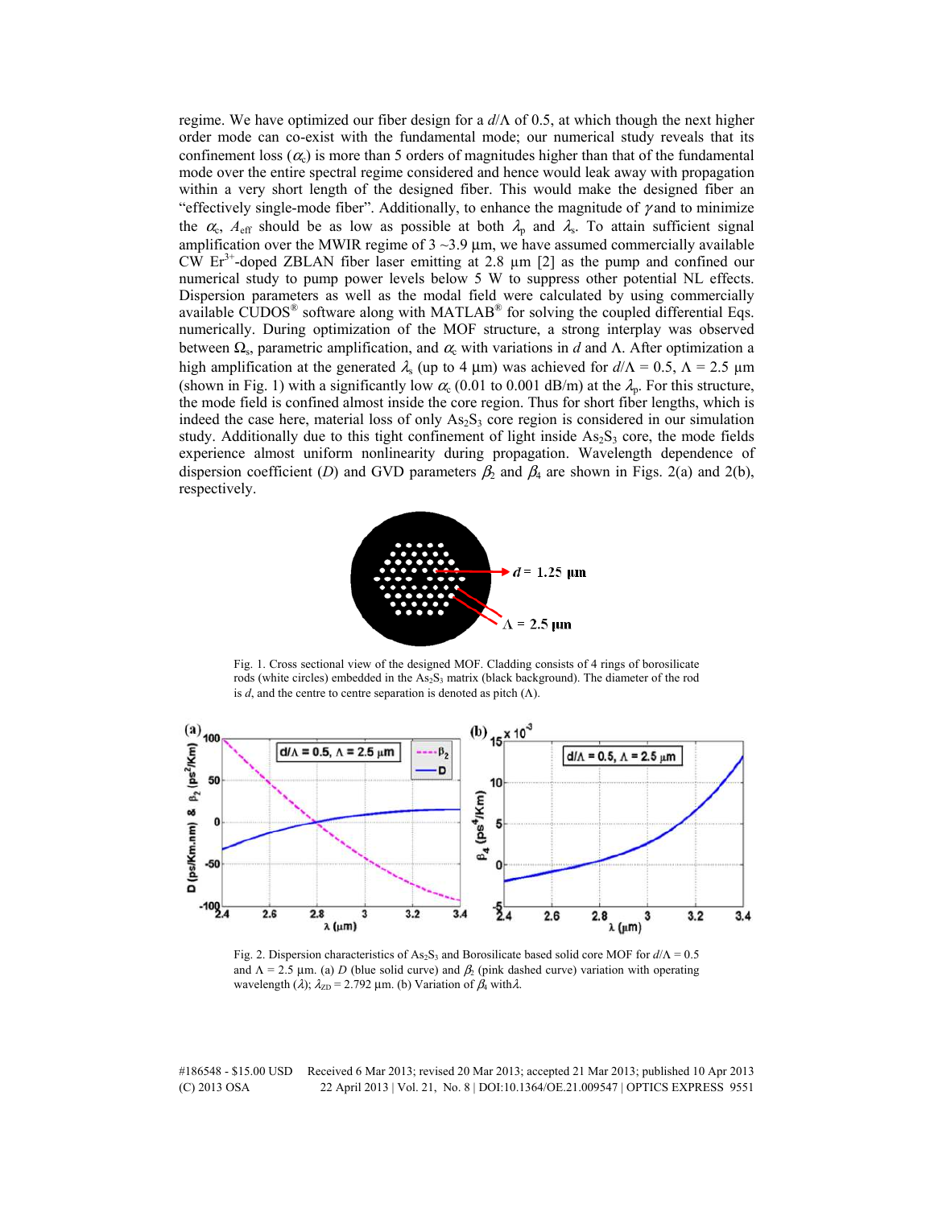regime. We have optimized our fiber design for a $d/\Lambda$ of 0.5, at which though the next higher order mode can co-exist with the fundamental mode; our numerical study reveals that its confinement loss ($\alpha_c$) is more than 5 orders of magnitudes higher than that of the fundamental mode over the entire spectral regime considered and hence would leak away with propagation within a very short length of the designed fiber. This would make the designed fiber an "effectively single-mode fiber". Additionally, to enhance the magnitude of $\gamma$ and to minimize the $\alpha_c$, $A_{eff}$ should be as low as possible at both $\lambda_p$ and $\lambda_s$. To attain sufficient signal amplification over the MWIR regime of 3 ~3.9 µm, we have assumed commercially available CW $Er^{3+}$-doped ZBLAN fiber laser emitting at 2.8 µm [2] as the pump and confined our numerical study to pump power levels below 5 W to suppress other potential NL effects. Dispersion parameters as well as the modal field were calculated by using commercially available CUDOS® software along with MATLAB® for solving the coupled differential Eqs. numerically. During optimization of the MOF structure, a strong interplay was observed between $\Omega_s$, parametric amplification, and $\alpha_c$ with variations in $d$ and $\Lambda$. After optimization a high amplification at the generated $\lambda_s$ (up to 4 µm) was achieved for $d/\Lambda$ = 0.5, $\Lambda$ = 2.5 µm (shown in Fig. 1) with a significantly low $\alpha_c$ (0.01 to 0.001 dB/m) at the $\lambda_p$. For this structure, the mode field is confined almost inside the core region. Thus for short fiber lengths, which is indeed the case here, material loss of only $As_2S_3$ core region is considered in our simulation study. Additionally due to this tight confinement of light inside $As_2S_3$ core, the mode fields experience almost uniform nonlinearity during propagation. Wavelength dependence of dispersion coefficient ($D$) and GVD parameters $\beta_2$ and $\beta_4$ are shown in Figs. 2(a) and 2(b), respectively.

Fig. 1. Cross sectional view of the designed MOF. Cladding consists of 4 rings of borosilicate rods (white circles) embedded in the $As_2S_3$ matrix (black background). The diameter of the rod is $d$, and the centre to centre separation is denoted as pitch ($\Lambda$).

Fig. 2. Dispersion characteristics of $As_2S_3$ and Borosilicate based solid core MOF for $d/\Lambda$ = 0.5 and $\Lambda$ = 2.5 µm. (a) $D$ (blue solid curve) and $\beta_2$ (pink dashed curve) variation with operating wavelength ($\lambda$); $\lambda_{ZD}$ = 2.792 µm. (b) Variation of $\beta_4$ with $\lambda$.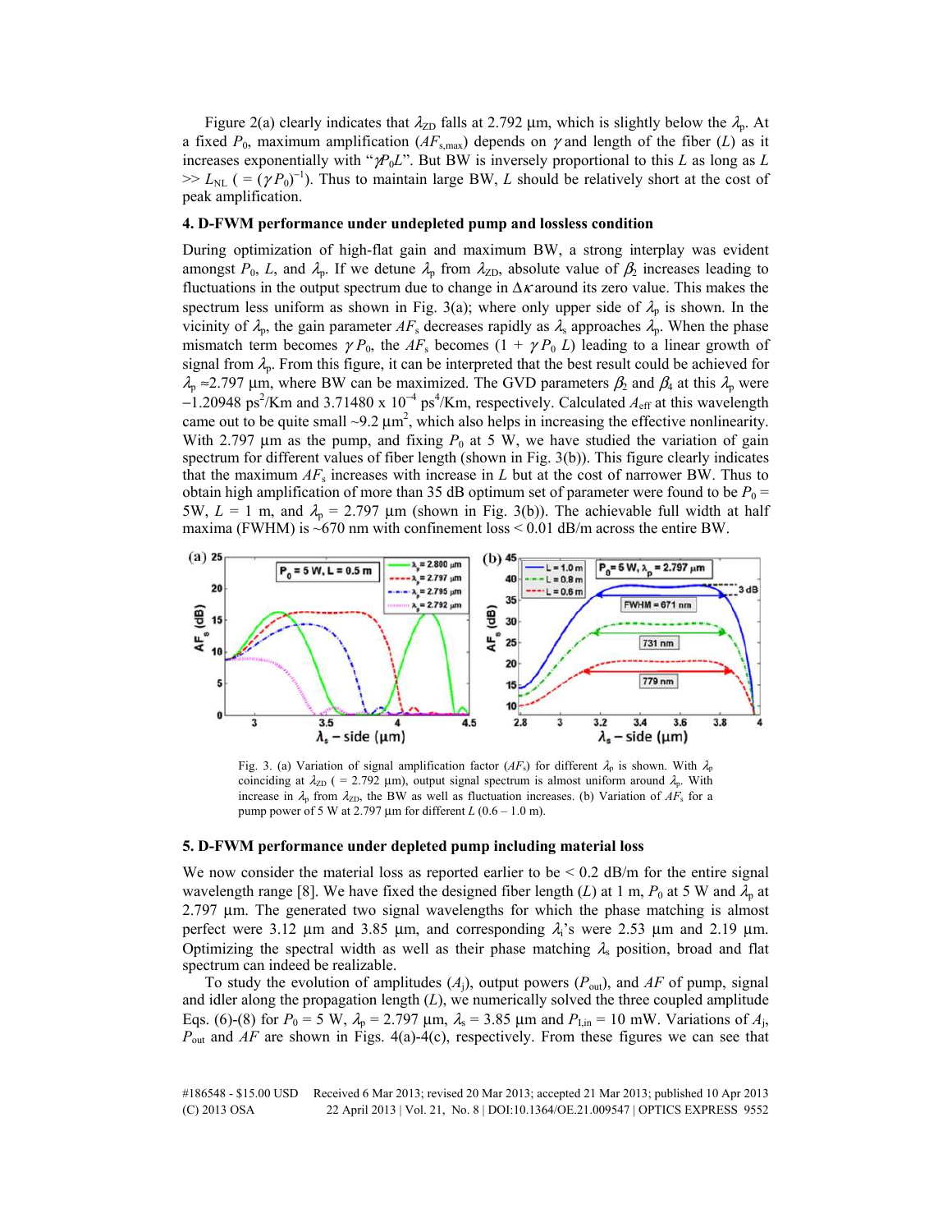Figure 2(a) clearly indicates that $\lambda_{ZD}$ falls at 2.792 μm, which is slightly below the $\lambda_p$. At a fixed $P_0$, maximum amplification ($AF_{s,max}$) depends on $\gamma$ and length of the fiber ($L$) as it increases exponentially with "$\gamma P_0 L$". But BW is inversely proportional to this $L$ as long as $L$ >> $L_{NL}$ ( = $(\gamma P_0)^{-1}$). Thus to maintain large BW, $L$ should be relatively short at the cost of peak amplification.

## 4. D-FWM performance under undepleted pump and lossless condition

During optimization of high-flat gain and maximum BW, a strong interplay was evident amongst $P_0$, $L$, and $\lambda_p$. If we detune $\lambda_p$ from $\lambda_{ZD}$, absolute value of $\beta_2$ increases leading to fluctuations in the output spectrum due to change in $\Delta\kappa$ around its zero value. This makes the spectrum less uniform as shown in Fig. 3(a); where only upper side of $\lambda_p$ is shown. In the vicinity of $\lambda_p$, the gain parameter $AF_s$ decreases rapidly as $\lambda_s$ approaches $\lambda_p$. When the phase mismatch term becomes $\gamma P_0$, the $AF_s$ becomes $(1 + \gamma P_0 L)$ leading to a linear growth of signal from $\lambda_p$. From this figure, it can be interpreted that the best result could be achieved for $\lambda_p \approx 2.797$ μm, where BW can be maximized. The GVD parameters $\beta_2$ and $\beta_4$ at this $\lambda_p$ were −1.20948 ps$^2$/Km and 3.71480 x 10$^{-4}$ ps$^4$/Km, respectively. Calculated $A_{eff}$ at this wavelength came out to be quite small ~9.2 μm$^2$, which also helps in increasing the effective nonlinearity. With 2.797 μm as the pump, and fixing $P_0$ at 5 W, we have studied the variation of gain spectrum for different values of fiber length (shown in Fig. 3(b)). This figure clearly indicates that the maximum $AF_s$ increases with increase in $L$ but at the cost of narrower BW. Thus to obtain high amplification of more than 35 dB optimum set of parameter were found to be $P_0$ = 5W, $L$ = 1 m, and $\lambda_p$ = 2.797 μm (shown in Fig. 3(b)). The achievable full width at half maxima (FWHM) is ~670 nm with confinement loss < 0.01 dB/m across the entire BW.

Fig. 3. (a) Variation of signal amplification factor ($AF_s$) for different $\lambda_p$ is shown. With $\lambda_p$ coinciding at $\lambda_{ZD}$ ( = 2.792 μm), output signal spectrum is almost uniform around $\lambda_p$. With increase in $\lambda_p$ from $\lambda_{ZD}$, the BW as well as fluctuation increases. (b) Variation of $AF_s$ for a pump power of 5 W at 2.797 μm for different $L$ (0.6 – 1.0 m).

## 5. D-FWM performance under depleted pump including material loss

We now consider the material loss as reported earlier to be < 0.2 dB/m for the entire signal wavelength range [8]. We have fixed the designed fiber length ($L$) at 1 m, $P_0$ at 5 W and $\lambda_p$ at 2.797 μm. The generated two signal wavelengths for which the phase matching is almost perfect were 3.12 μm and 3.85 μm, and corresponding $\lambda_i$'s were 2.53 μm and 2.19 μm. Optimizing the spectral width as well as their phase matching $\lambda_s$ position, broad and flat spectrum can indeed be realizable.

To study the evolution of amplitudes ($A_j$), output powers ($P_{out}$), and $AF$ of pump, signal and idler along the propagation length ($L$), we numerically solved the three coupled amplitude Eqs. (6)-(8) for $P_0$ = 5 W, $\lambda_p$ = 2.797 μm, $\lambda_s$ = 3.85 μm and $P_{I,in}$ = 10 mW. Variations of $A_j$, $P_{out}$ and $AF$ are shown in Figs. 4(a)-4(c), respectively. From these figures we can see that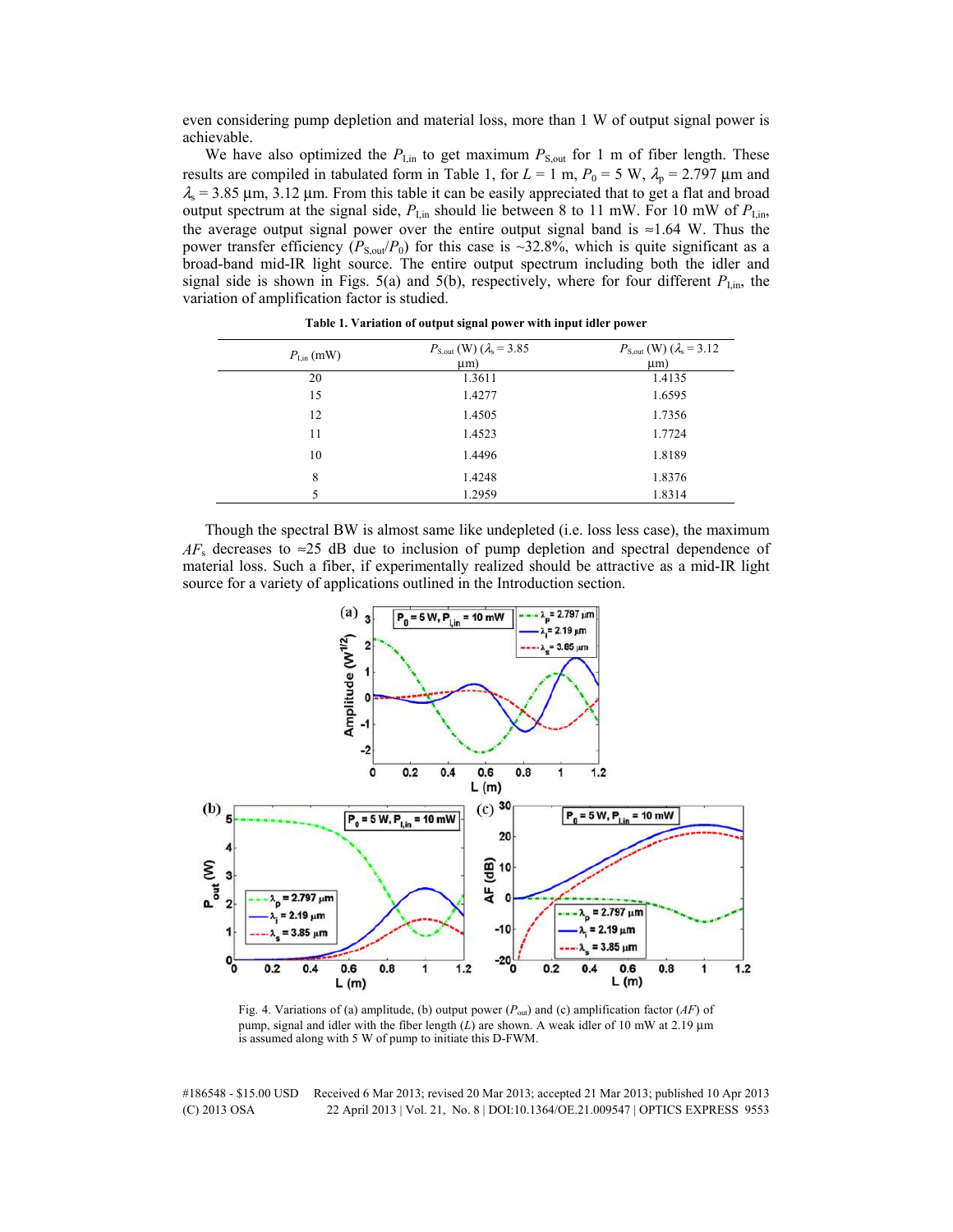even considering pump depletion and material loss, more than 1 W of output signal power is achievable.

We have also optimized the $P_{I,in}$ to get maximum $P_{S,out}$ for 1 m of fiber length. These results are compiled in tabulated form in Table 1, for $L = 1$ m, $P_0 = 5$ W, $\lambda_p = 2.797$ μm and $\lambda_s = 3.85$ μm, 3.12 μm. From this table it can be easily appreciated that to get a flat and broad output spectrum at the signal side, $P_{I,in}$ should lie between 8 to 11 mW. For 10 mW of $P_{I,in}$, the average output signal power over the entire output signal band is ≈1.64 W. Thus the power transfer efficiency ($P_{S,out}/P_0$) for this case is ~32.8%, which is quite significant as a broad-band mid-IR light source. The entire output spectrum including both the idler and signal side is shown in Figs. 5(a) and 5(b), respectively, where for four different $P_{I,in}$, the variation of amplification factor is studied.

**Table 1. Variation of output signal power with input idler power**

| $P_{I,in}$ (mW) | $P_{S,out}$ (W) ($\lambda_s = 3.85$ μm) | $P_{S,out}$ (W) ($\lambda_s = 3.12$ μm) |
|---|---|---|
| 20 | 1.3611 | 1.4135 |
| 15 | 1.4277 | 1.6595 |
| 12 | 1.4505 | 1.7356 |
| 11 | 1.4523 | 1.7724 |
| 10 | 1.4496 | 1.8189 |
| 8 | 1.4248 | 1.8376 |
| 5 | 1.2959 | 1.8314 |

Though the spectral BW is almost same like undepleted (i.e. loss less case), the maximum $AF_s$ decreases to ≈25 dB due to inclusion of pump depletion and spectral dependence of material loss. Such a fiber, if experimentally realized should be attractive as a mid-IR light source for a variety of applications outlined in the Introduction section.

Fig. 4. Variations of (a) amplitude, (b) output power ($P_{out}$) and (c) amplification factor ($AF$) of pump, signal and idler with the fiber length ($L$) are shown. A weak idler of 10 mW at 2.19 μm is assumed along with 5 W of pump to initiate this D-FWM.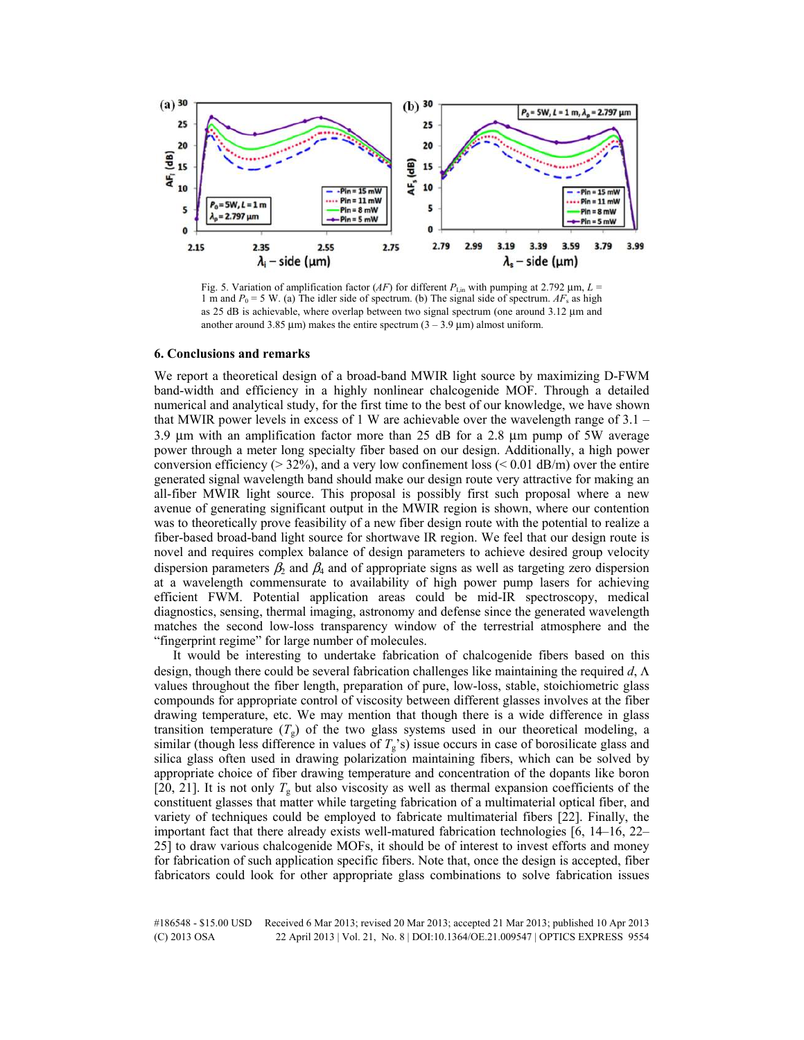Fig. 5. Variation of amplification factor (*AF*) for different $P_{1,in}$ with pumping at 2.792 µm, $L$ = 1 m and $P_0$ = 5 W. (a) The idler side of spectrum. (b) The signal side of spectrum. $AF_s$ as high as 25 dB is achievable, where overlap between two signal spectrum (one around 3.12 µm and another around 3.85 µm) makes the entire spectrum (3 – 3.9 µm) almost uniform.

## 6. Conclusions and remarks

We report a theoretical design of a broad-band MWIR light source by maximizing D-FWM band-width and efficiency in a highly nonlinear chalcogenide MOF. Through a detailed numerical and analytical study, for the first time to the best of our knowledge, we have shown that MWIR power levels in excess of 1 W are achievable over the wavelength range of 3.1 – 3.9 µm with an amplification factor more than 25 dB for a 2.8 µm pump of 5W average power through a meter long specialty fiber based on our design. Additionally, a high power conversion efficiency (> 32%), and a very low confinement loss (< 0.01 dB/m) over the entire generated signal wavelength band should make our design route very attractive for making an all-fiber MWIR light source. This proposal is possibly first such proposal where a new avenue of generating significant output in the MWIR region is shown, where our contention was to theoretically prove feasibility of a new fiber design route with the potential to realize a fiber-based broad-band light source for shortwave IR region. We feel that our design route is novel and requires complex balance of design parameters to achieve desired group velocity dispersion parameters $\beta_2$ and $\beta_4$ and of appropriate signs as well as targeting zero dispersion at a wavelength commensurate to availability of high power pump lasers for achieving efficient FWM. Potential application areas could be mid-IR spectroscopy, medical diagnostics, sensing, thermal imaging, astronomy and defense since the generated wavelength matches the second low-loss transparency window of the terrestrial atmosphere and the "fingerprint regime" for large number of molecules.

It would be interesting to undertake fabrication of chalcogenide fibers based on this design, though there could be several fabrication challenges like maintaining the required $d$, $\Lambda$ values throughout the fiber length, preparation of pure, low-loss, stable, stoichiometric glass compounds for appropriate control of viscosity between different glasses involves at the fiber drawing temperature, etc. We may mention that though there is a wide difference in glass transition temperature ($T_g$) of the two glass systems used in our theoretical modeling, a similar (though less difference in values of $T_g$'s) issue occurs in case of borosilicate glass and silica glass often used in drawing polarization maintaining fibers, which can be solved by appropriate choice of fiber drawing temperature and concentration of the dopants like boron [20, 21]. It is not only $T_g$ but also viscosity as well as thermal expansion coefficients of the constituent glasses that matter while targeting fabrication of a multimaterial optical fiber, and variety of techniques could be employed to fabricate multimaterial fibers [22]. Finally, the important fact that there already exists well-matured fabrication technologies [6, 14–16, 22–25] to draw various chalcogenide MOFs, it should be of interest to invest efforts and money for fabrication of such application specific fibers. Note that, once the design is accepted, fiber fabricators could look for other appropriate glass combinations to solve fabrication issues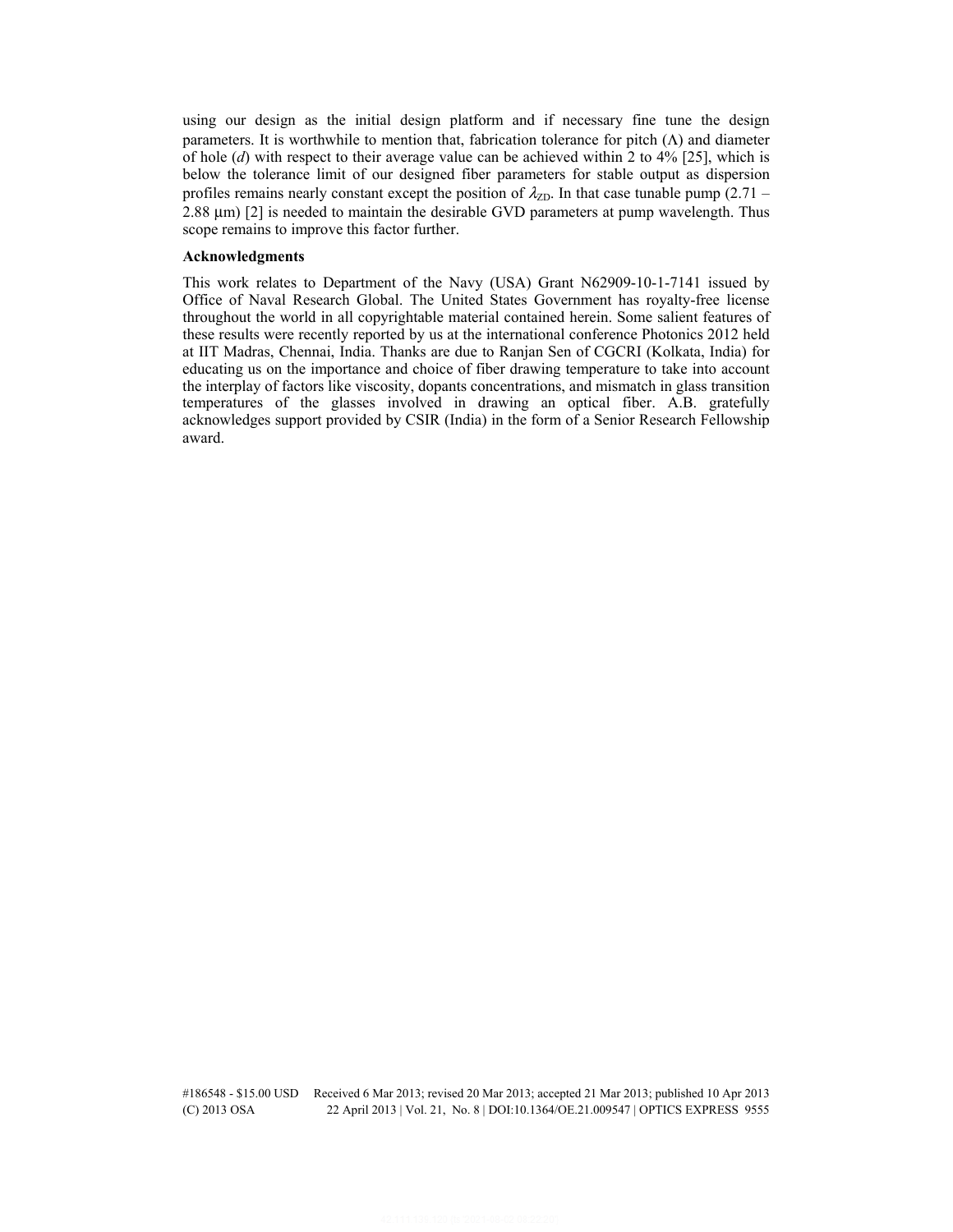using our design as the initial design platform and if necessary fine tune the design parameters. It is worthwhile to mention that, fabrication tolerance for pitch ($\Lambda$) and diameter of hole ($d$) with respect to their average value can be achieved within 2 to 4% [25], which is below the tolerance limit of our designed fiber parameters for stable output as dispersion profiles remains nearly constant except the position of $\lambda_{ZD}$. In that case tunable pump (2.71 – 2.88 μm) [2] is needed to maintain the desirable GVD parameters at pump wavelength. Thus scope remains to improve this factor further.

**Acknowledgments**

This work relates to Department of the Navy (USA) Grant N62909-10-1-7141 issued by Office of Naval Research Global. The United States Government has royalty-free license throughout the world in all copyrightable material contained herein. Some salient features of these results were recently reported by us at the international conference Photonics 2012 held at IIT Madras, Chennai, India. Thanks are due to Ranjan Sen of CGCRI (Kolkata, India) for educating us on the importance and choice of fiber drawing temperature to take into account the interplay of factors like viscosity, dopants concentrations, and mismatch in glass transition temperatures of the glasses involved in drawing an optical fiber. A.B. gratefully acknowledges support provided by CSIR (India) in the form of a Senior Research Fellowship award.